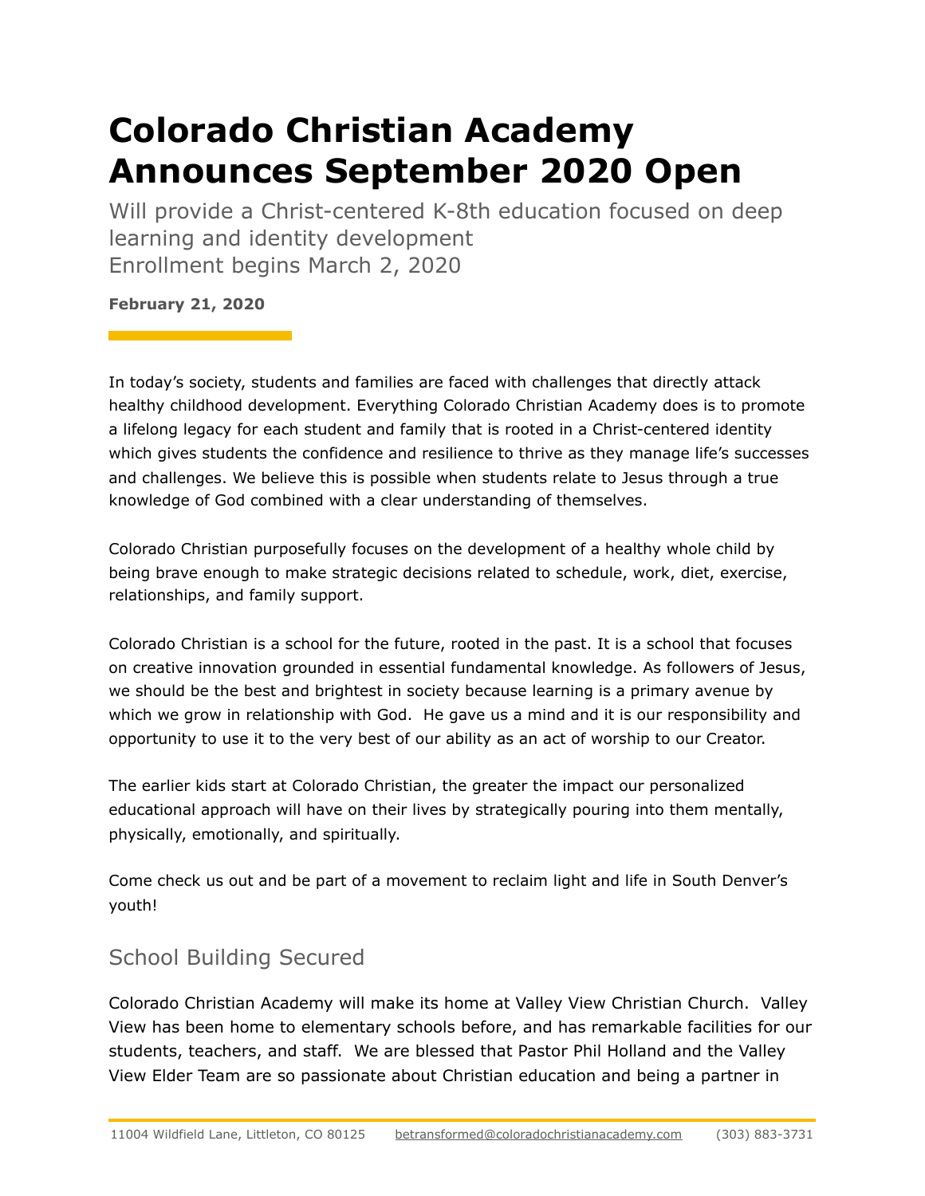# Colorado Christian Academy Announces September 2020 Open

Will provide a Christ-centered K-8th education focused on deep learning and identity development
Enrollment begins March 2, 2020

**February 21, 2020**

In today's society, students and families are faced with challenges that directly attack healthy childhood development. Everything Colorado Christian Academy does is to promote a lifelong legacy for each student and family that is rooted in a Christ-centered identity which gives students the confidence and resilience to thrive as they manage life's successes and challenges. We believe this is possible when students relate to Jesus through a true knowledge of God combined with a clear understanding of themselves.

Colorado Christian purposefully focuses on the development of a healthy whole child by being brave enough to make strategic decisions related to schedule, work, diet, exercise, relationships, and family support.

Colorado Christian is a school for the future, rooted in the past. It is a school that focuses on creative innovation grounded in essential fundamental knowledge. As followers of Jesus, we should be the best and brightest in society because learning is a primary avenue by which we grow in relationship with God. He gave us a mind and it is our responsibility and opportunity to use it to the very best of our ability as an act of worship to our Creator.

The earlier kids start at Colorado Christian, the greater the impact our personalized educational approach will have on their lives by strategically pouring into them mentally, physically, emotionally, and spiritually.

Come check us out and be part of a movement to reclaim light and life in South Denver's youth!

## School Building Secured

Colorado Christian Academy will make its home at Valley View Christian Church. Valley View has been home to elementary schools before, and has remarkable facilities for our students, teachers, and staff. We are blessed that Pastor Phil Holland and the Valley View Elder Team are so passionate about Christian education and being a partner in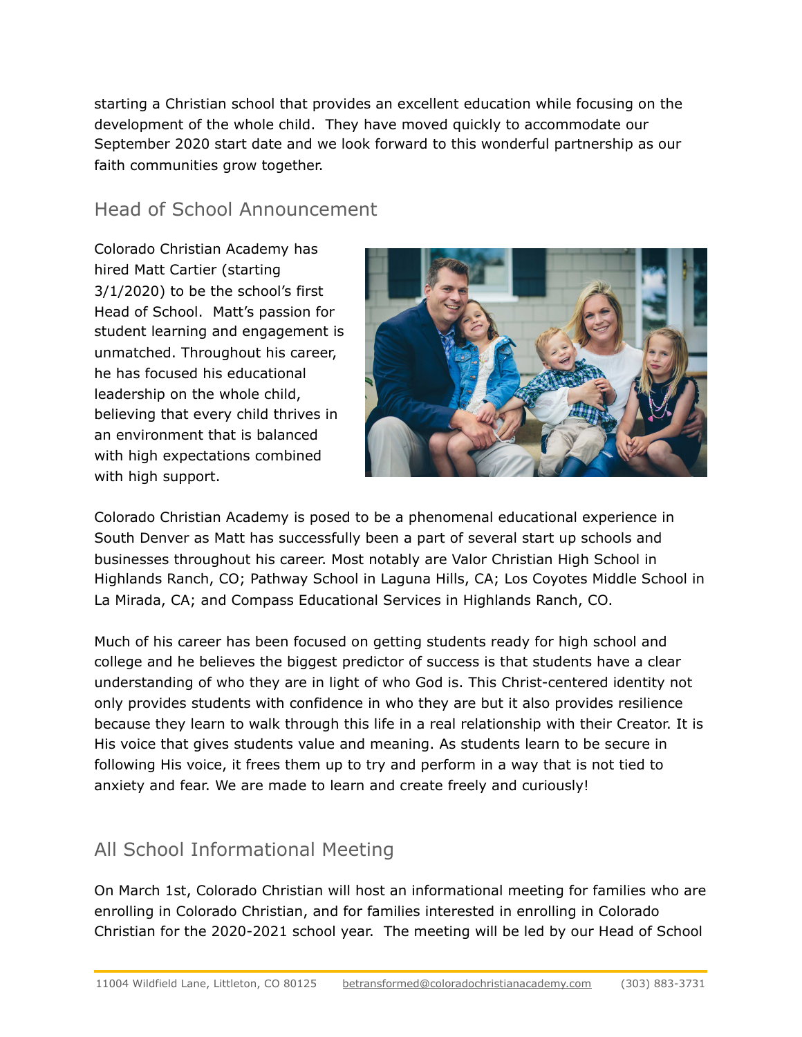starting a Christian school that provides an excellent education while focusing on the development of the whole child. They have moved quickly to accommodate our September 2020 start date and we look forward to this wonderful partnership as our faith communities grow together.

## Head of School Announcement

Colorado Christian Academy has hired Matt Cartier (starting 3/1/2020) to be the school's first Head of School. Matt's passion for student learning and engagement is unmatched. Throughout his career, he has focused his educational leadership on the whole child, believing that every child thrives in an environment that is balanced with high expectations combined with high support.

Colorado Christian Academy is posed to be a phenomenal educational experience in South Denver as Matt has successfully been a part of several start up schools and businesses throughout his career. Most notably are Valor Christian High School in Highlands Ranch, CO; Pathway School in Laguna Hills, CA; Los Coyotes Middle School in La Mirada, CA; and Compass Educational Services in Highlands Ranch, CO.

Much of his career has been focused on getting students ready for high school and college and he believes the biggest predictor of success is that students have a clear understanding of who they are in light of who God is. This Christ-centered identity not only provides students with confidence in who they are but it also provides resilience because they learn to walk through this life in a real relationship with their Creator. It is His voice that gives students value and meaning. As students learn to be secure in following His voice, it frees them up to try and perform in a way that is not tied to anxiety and fear. We are made to learn and create freely and curiously!

## All School Informational Meeting

On March 1st, Colorado Christian will host an informational meeting for families who are enrolling in Colorado Christian, and for families interested in enrolling in Colorado Christian for the 2020-2021 school year. The meeting will be led by our Head of School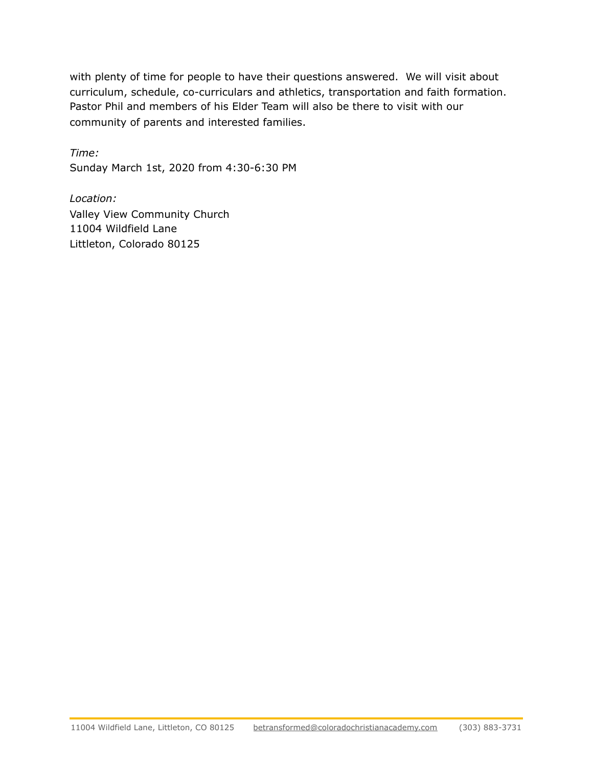with plenty of time for people to have their questions answered. We will visit about curriculum, schedule, co-curriculars and athletics, transportation and faith formation. Pastor Phil and members of his Elder Team will also be there to visit with our community of parents and interested families.

*Time:*
Sunday March 1st, 2020 from 4:30-6:30 PM

*Location:*
Valley View Community Church
11004 Wildfield Lane
Littleton, Colorado 80125